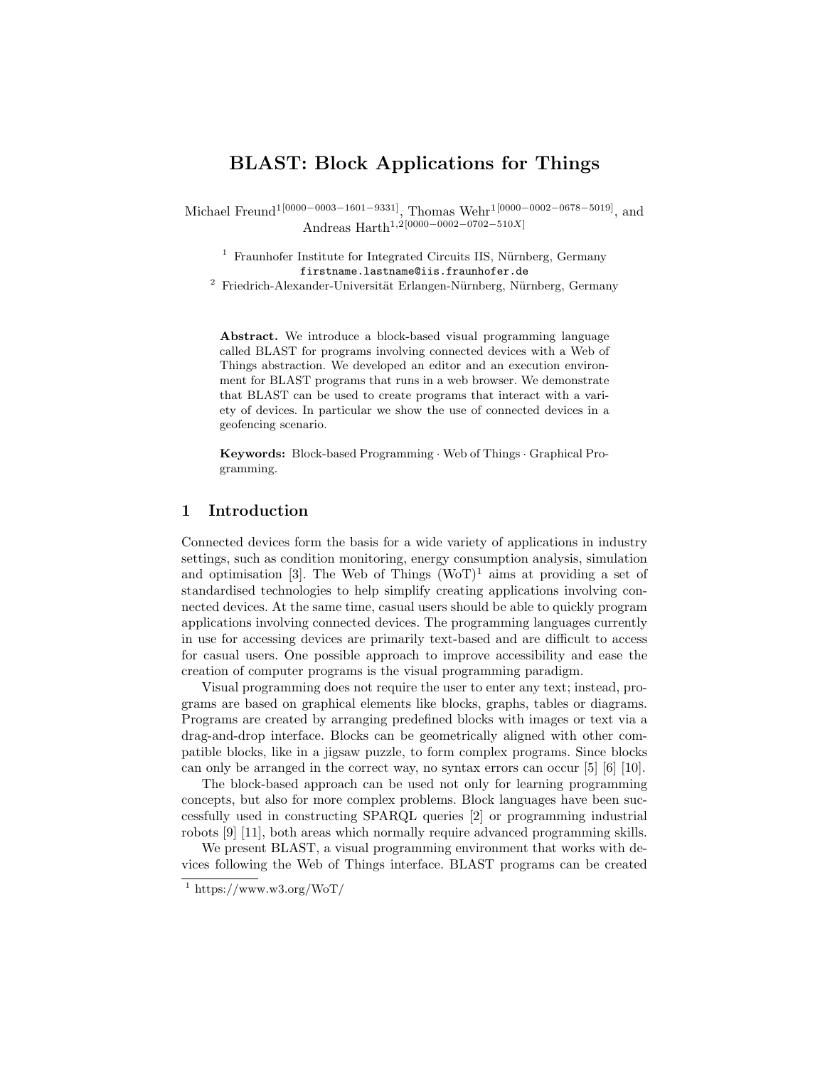# BLAST: Block Applications for Things

Michael Freund[1[0000−0003−1601−9331]], Thomas Wehr[1[0000−0002−0678−5019]], and Andreas Harth[1,2[0000−0002−0702−510X]]

[1] Fraunhofer Institute for Integrated Circuits IIS, Nürnberg, Germany
firstname.lastname@iis.fraunhofer.de

[2] Friedrich-Alexander-Universität Erlangen-Nürnberg, Nürnberg, Germany

**Abstract.** We introduce a block-based visual programming language called BLAST for programs involving connected devices with a Web of Things abstraction. We developed an editor and an execution environment for BLAST programs that runs in a web browser. We demonstrate that BLAST can be used to create programs that interact with a variety of devices. In particular we show the use of connected devices in a geofencing scenario.

**Keywords:** Block-based Programming · Web of Things · Graphical Programming.

## 1 Introduction

Connected devices form the basis for a wide variety of applications in industry settings, such as condition monitoring, energy consumption analysis, simulation and optimisation [3]. The Web of Things (WoT)[1] aims at providing a set of standardised technologies to help simplify creating applications involving connected devices. At the same time, casual users should be able to quickly program applications involving connected devices. The programming languages currently in use for accessing devices are primarily text-based and are difficult to access for casual users. One possible approach to improve accessibility and ease the creation of computer programs is the visual programming paradigm.

Visual programming does not require the user to enter any text; instead, programs are based on graphical elements like blocks, graphs, tables or diagrams. Programs are created by arranging predefined blocks with images or text via a drag-and-drop interface. Blocks can be geometrically aligned with other compatible blocks, like in a jigsaw puzzle, to form complex programs. Since blocks can only be arranged in the correct way, no syntax errors can occur [5] [6] [10].

The block-based approach can be used not only for learning programming concepts, but also for more complex problems. Block languages have been successfully used in constructing SPARQL queries [2] or programming industrial robots [9] [11], both areas which normally require advanced programming skills.

We present BLAST, a visual programming environment that works with devices following the Web of Things interface. BLAST programs can be created

[1] https://www.w3.org/WoT/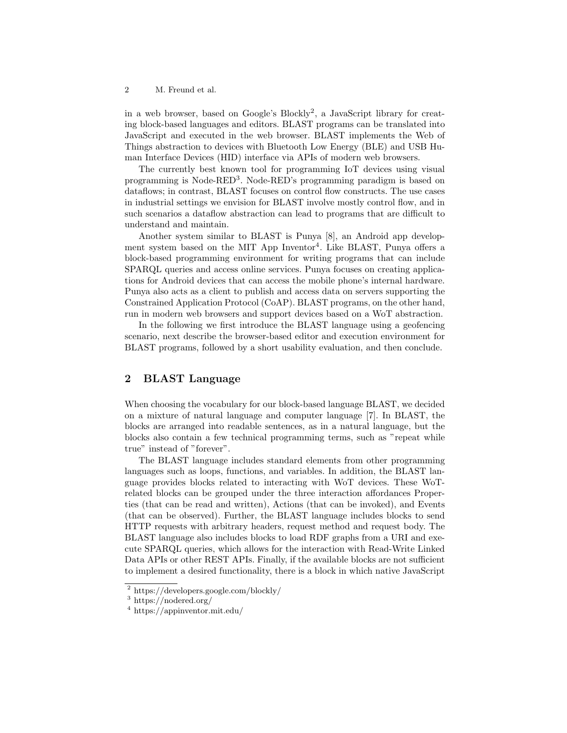in a web browser, based on Google's Blockly[2], a JavaScript library for creating block-based languages and editors. BLAST programs can be translated into JavaScript and executed in the web browser. BLAST implements the Web of Things abstraction to devices with Bluetooth Low Energy (BLE) and USB Human Interface Devices (HID) interface via APIs of modern web browsers.

The currently best known tool for programming IoT devices using visual programming is Node-RED[3]. Node-RED's programming paradigm is based on dataflows; in contrast, BLAST focuses on control flow constructs. The use cases in industrial settings we envision for BLAST involve mostly control flow, and in such scenarios a dataflow abstraction can lead to programs that are difficult to understand and maintain.

Another system similar to BLAST is Punya [8], an Android app development system based on the MIT App Inventor[4]. Like BLAST, Punya offers a block-based programming environment for writing programs that can include SPARQL queries and access online services. Punya focuses on creating applications for Android devices that can access the mobile phone's internal hardware. Punya also acts as a client to publish and access data on servers supporting the Constrained Application Protocol (CoAP). BLAST programs, on the other hand, run in modern web browsers and support devices based on a WoT abstraction.

In the following we first introduce the BLAST language using a geofencing scenario, next describe the browser-based editor and execution environment for BLAST programs, followed by a short usability evaluation, and then conclude.

## 2 BLAST Language

When choosing the vocabulary for our block-based language BLAST, we decided on a mixture of natural language and computer language [7]. In BLAST, the blocks are arranged into readable sentences, as in a natural language, but the blocks also contain a few technical programming terms, such as "repeat while true" instead of "forever".

The BLAST language includes standard elements from other programming languages such as loops, functions, and variables. In addition, the BLAST language provides blocks related to interacting with WoT devices. These WoT-related blocks can be grouped under the three interaction affordances Properties (that can be read and written), Actions (that can be invoked), and Events (that can be observed). Further, the BLAST language includes blocks to send HTTP requests with arbitrary headers, request method and request body. The BLAST language also includes blocks to load RDF graphs from a URI and execute SPARQL queries, which allows for the interaction with Read-Write Linked Data APIs or other REST APIs. Finally, if the available blocks are not sufficient to implement a desired functionality, there is a block in which native JavaScript

[2] https://developers.google.com/blockly/

[3] https://nodered.org/

[4] https://appinventor.mit.edu/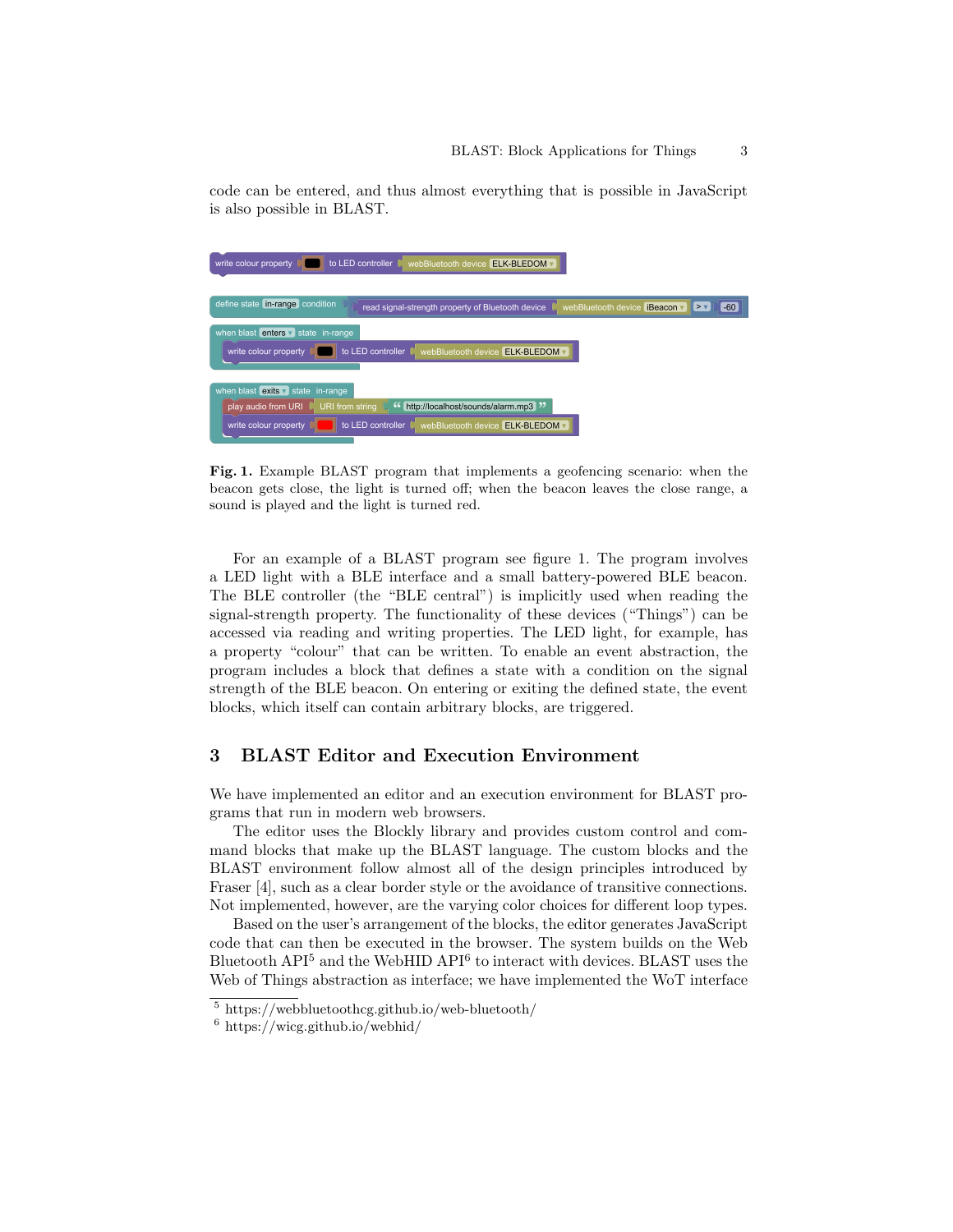code can be entered, and thus almost everything that is possible in JavaScript is also possible in BLAST.

**Fig. 1.** Example BLAST program that implements a geofencing scenario: when the beacon gets close, the light is turned off; when the beacon leaves the close range, a sound is played and the light is turned red.

For an example of a BLAST program see figure 1. The program involves a LED light with a BLE interface and a small battery-powered BLE beacon. The BLE controller (the "BLE central") is implicitly used when reading the signal-strength property. The functionality of these devices ("Things") can be accessed via reading and writing properties. The LED light, for example, has a property "colour" that can be written. To enable an event abstraction, the program includes a block that defines a state with a condition on the signal strength of the BLE beacon. On entering or exiting the defined state, the event blocks, which itself can contain arbitrary blocks, are triggered.

## 3 BLAST Editor and Execution Environment

We have implemented an editor and an execution environment for BLAST programs that run in modern web browsers.

The editor uses the Blockly library and provides custom control and command blocks that make up the BLAST language. The custom blocks and the BLAST environment follow almost all of the design principles introduced by Fraser [4], such as a clear border style or the avoidance of transitive connections. Not implemented, however, are the varying color choices for different loop types.

Based on the user's arrangement of the blocks, the editor generates JavaScript code that can then be executed in the browser. The system builds on the Web Bluetooth API[5] and the WebHID API[6] to interact with devices. BLAST uses the Web of Things abstraction as interface; we have implemented the WoT interface

[5] https://webbluetoothcg.github.io/web-bluetooth/

[6] https://wicg.github.io/webhid/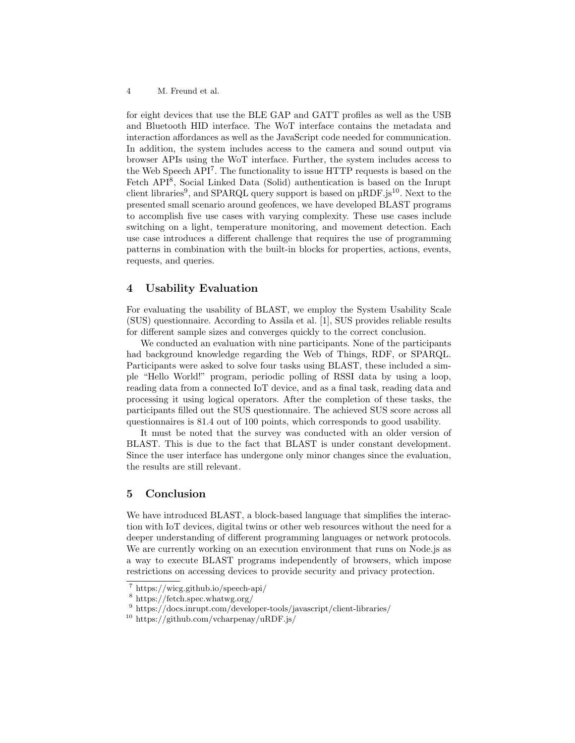for eight devices that use the BLE GAP and GATT profiles as well as the USB and Bluetooth HID interface. The WoT interface contains the metadata and interaction affordances as well as the JavaScript code needed for communication. In addition, the system includes access to the camera and sound output via browser APIs using the WoT interface. Further, the system includes access to the Web Speech API[7]. The functionality to issue HTTP requests is based on the Fetch API[8], Social Linked Data (Solid) authentication is based on the Inrupt client libraries[9], and SPARQL query support is based on µRDF.js[10]. Next to the presented small scenario around geofences, we have developed BLAST programs to accomplish five use cases with varying complexity. These use cases include switching on a light, temperature monitoring, and movement detection. Each use case introduces a different challenge that requires the use of programming patterns in combination with the built-in blocks for properties, actions, events, requests, and queries.

## 4 Usability Evaluation

For evaluating the usability of BLAST, we employ the System Usability Scale (SUS) questionnaire. According to Assila et al. [1], SUS provides reliable results for different sample sizes and converges quickly to the correct conclusion.

We conducted an evaluation with nine participants. None of the participants had background knowledge regarding the Web of Things, RDF, or SPARQL. Participants were asked to solve four tasks using BLAST, these included a simple "Hello World!" program, periodic polling of RSSI data by using a loop, reading data from a connected IoT device, and as a final task, reading data and processing it using logical operators. After the completion of these tasks, the participants filled out the SUS questionnaire. The achieved SUS score across all questionnaires is 81.4 out of 100 points, which corresponds to good usability.

It must be noted that the survey was conducted with an older version of BLAST. This is due to the fact that BLAST is under constant development. Since the user interface has undergone only minor changes since the evaluation, the results are still relevant.

## 5 Conclusion

We have introduced BLAST, a block-based language that simplifies the interaction with IoT devices, digital twins or other web resources without the need for a deeper understanding of different programming languages or network protocols. We are currently working on an execution environment that runs on Node.js as a way to execute BLAST programs independently of browsers, which impose restrictions on accessing devices to provide security and privacy protection.

[7] https://wicg.github.io/speech-api/

[8] https://fetch.spec.whatwg.org/

[9] https://docs.inrupt.com/developer-tools/javascript/client-libraries/

[10] https://github.com/vcharpenay/uRDF.js/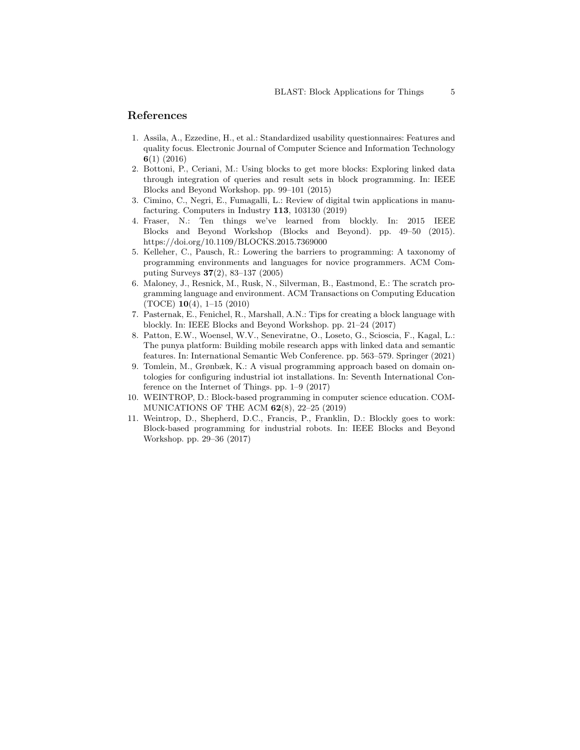## References

1. Assila, A., Ezzedine, H., et al.: Standardized usability questionnaires: Features and quality focus. Electronic Journal of Computer Science and Information Technology **6**(1) (2016)
2. Bottoni, P., Ceriani, M.: Using blocks to get more blocks: Exploring linked data through integration of queries and result sets in block programming. In: IEEE Blocks and Beyond Workshop. pp. 99–101 (2015)
3. Cimino, C., Negri, E., Fumagalli, L.: Review of digital twin applications in manufacturing. Computers in Industry **113**, 103130 (2019)
4. Fraser, N.: Ten things we've learned from blockly. In: 2015 IEEE Blocks and Beyond Workshop (Blocks and Beyond). pp. 49–50 (2015). https://doi.org/10.1109/BLOCKS.2015.7369000
5. Kelleher, C., Pausch, R.: Lowering the barriers to programming: A taxonomy of programming environments and languages for novice programmers. ACM Computing Surveys **37**(2), 83–137 (2005)
6. Maloney, J., Resnick, M., Rusk, N., Silverman, B., Eastmond, E.: The scratch programming language and environment. ACM Transactions on Computing Education (TOCE) **10**(4), 1–15 (2010)
7. Pasternak, E., Fenichel, R., Marshall, A.N.: Tips for creating a block language with blockly. In: IEEE Blocks and Beyond Workshop. pp. 21–24 (2017)
8. Patton, E.W., Woensel, W.V., Seneviratne, O., Loseto, G., Scioscia, F., Kagal, L.: The punya platform: Building mobile research apps with linked data and semantic features. In: International Semantic Web Conference. pp. 563–579. Springer (2021)
9. Tomlein, M., Grønbæk, K.: A visual programming approach based on domain ontologies for configuring industrial iot installations. In: Seventh International Conference on the Internet of Things. pp. 1–9 (2017)
10. WEINTROP, D.: Block-based programming in computer science education. COMMUNICATIONS OF THE ACM **62**(8), 22–25 (2019)
11. Weintrop, D., Shepherd, D.C., Francis, P., Franklin, D.: Blockly goes to work: Block-based programming for industrial robots. In: IEEE Blocks and Beyond Workshop. pp. 29–36 (2017)